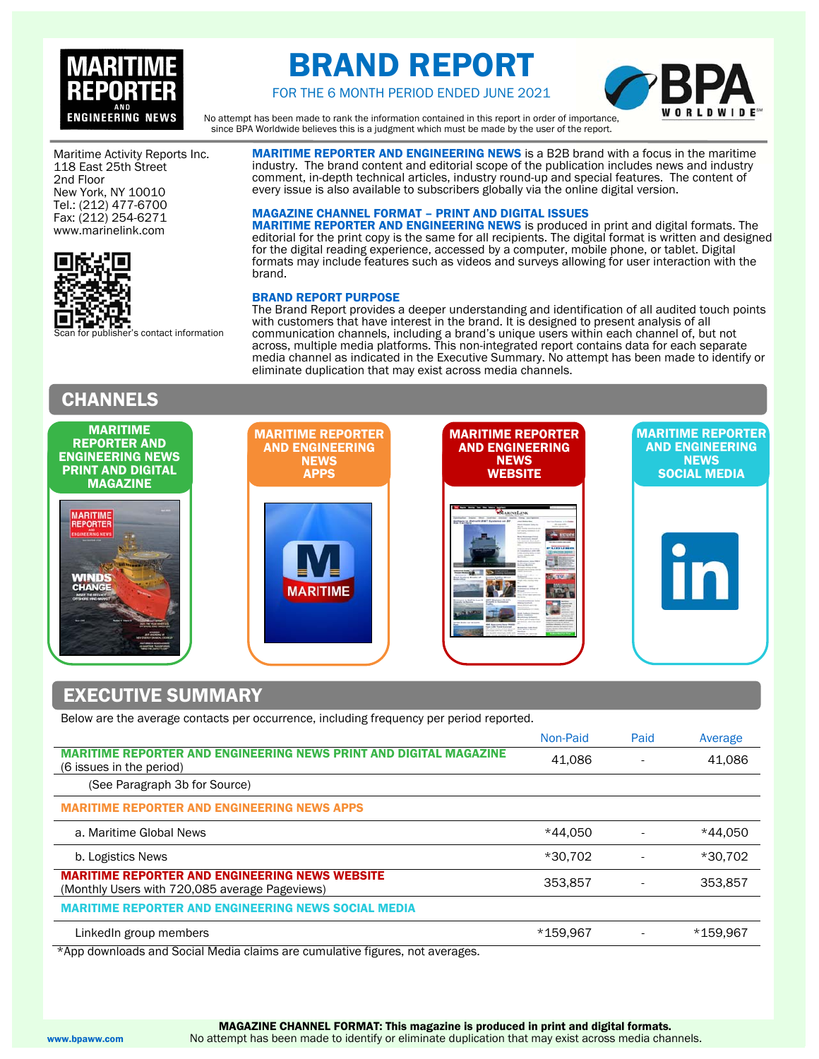# BRAND REPORT

FOR THE 6 MONTH PERIOD ENDED JUNE 2021

No attempt has been made to rank the information contained in this report in order of importance, since BPA Worldwide believes this is a judgment which must be made by the user of the report.

Maritime Activity Reports Inc.
118 East 25th Street
2nd Floor
New York, NY 10010
Tel.: (212) 477-6700
Fax: (212) 254-6271
www.marinelink.com

Scan for publisher's contact information

**MARITIME REPORTER AND ENGINEERING NEWS** is a B2B brand with a focus in the maritime industry. The brand content and editorial scope of the publication includes news and industry comment, in-depth technical articles, industry round-up and special features. The content of every issue is also available to subscribers globally via the online digital version.

**MAGAZINE CHANNEL FORMAT – PRINT AND DIGITAL ISSUES**

**MARITIME REPORTER AND ENGINEERING NEWS** is produced in print and digital formats. The editorial for the print copy is the same for all recipients. The digital format is written and designed for the digital reading experience, accessed by a computer, mobile phone, or tablet. Digital formats may include features such as videos and surveys allowing for user interaction with the brand.

**BRAND REPORT PURPOSE**

The Brand Report provides a deeper understanding and identification of all audited touch points with customers that have interest in the brand. It is designed to present analysis of all communication channels, including a brand's unique users within each channel of, but not across, multiple media platforms. This non-integrated report contains data for each separate media channel as indicated in the Executive Summary. No attempt has been made to identify or eliminate duplication that may exist across media channels.

## CHANNELS

- MARITIME REPORTER AND ENGINEERING NEWS PRINT AND DIGITAL MAGAZINE
- MARITIME REPORTER AND ENGINEERING NEWS APPS
- MARITIME REPORTER AND ENGINEERING NEWS WEBSITE
- MARITIME REPORTER AND ENGINEERING NEWS SOCIAL MEDIA

## EXECUTIVE SUMMARY

Below are the average contacts per occurrence, including frequency per period reported.

| | Non-Paid | Paid | Average |
|---|---|---|---|
| **MARITIME REPORTER AND ENGINEERING NEWS PRINT AND DIGITAL MAGAZINE** (6 issues in the period) | 41,086 | - | 41,086 |
| (See Paragraph 3b for Source) | | | |
| **MARITIME REPORTER AND ENGINEERING NEWS APPS** | | | |
| a. Maritime Global News | *44,050 | - | *44,050 |
| b. Logistics News | *30,702 | - | *30,702 |
| **MARITIME REPORTER AND ENGINEERING NEWS WEBSITE** (Monthly Users with 720,085 average Pageviews) | 353,857 | - | 353,857 |
| **MARITIME REPORTER AND ENGINEERING NEWS SOCIAL MEDIA** | | | |
| LinkedIn group members | *159,967 | - | *159,967 |

*App downloads and Social Media claims are cumulative figures, not averages.

**MAGAZINE CHANNEL FORMAT: This magazine is produced in print and digital formats.**
No attempt has been made to identify or eliminate duplication that may exist across media channels.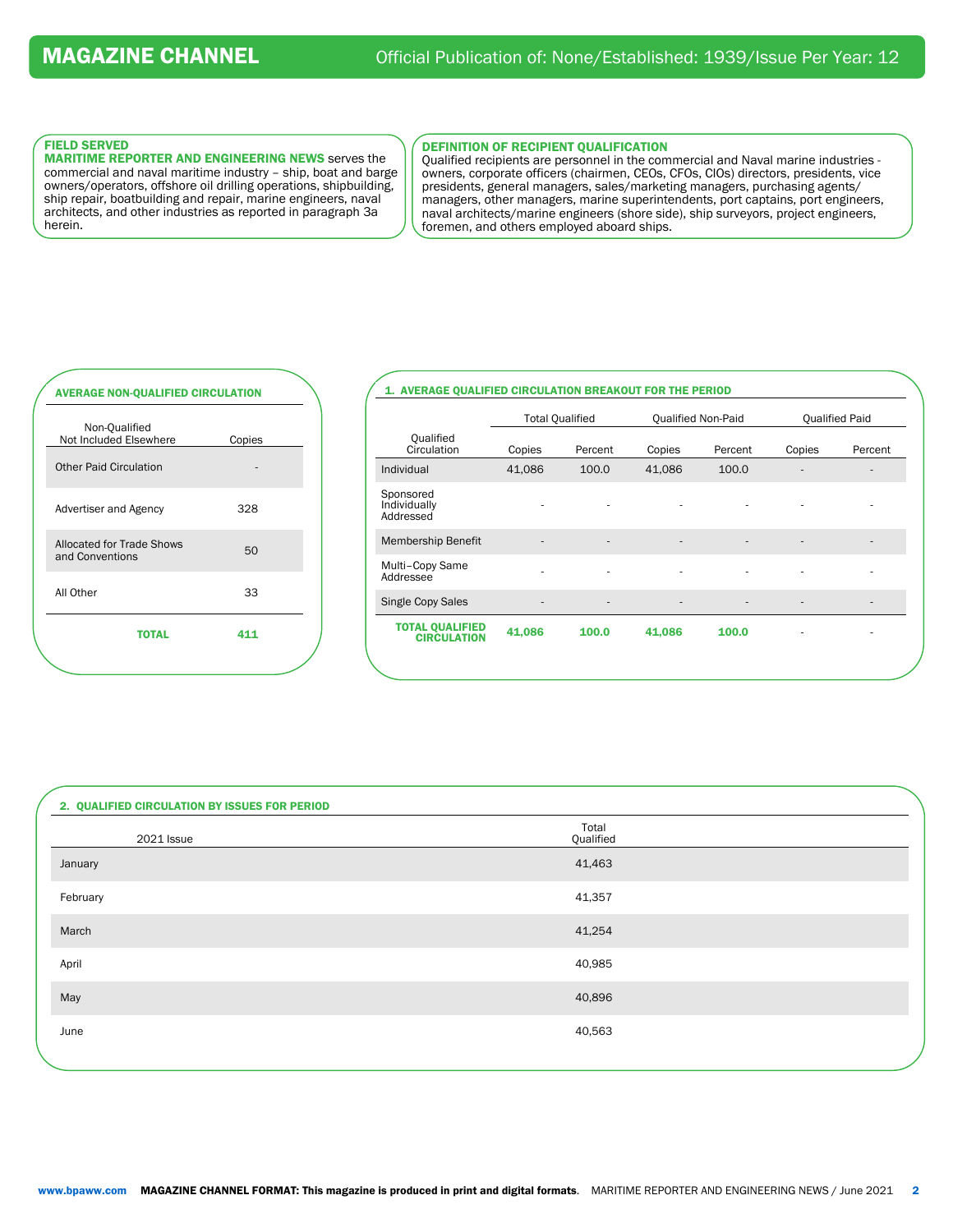# MAGAZINE CHANNEL

Official Publication of: None/Established: 1939/Issue Per Year: 12

### FIELD SERVED

**MARITIME REPORTER AND ENGINEERING NEWS** serves the commercial and naval maritime industry – ship, boat and barge owners/operators, offshore oil drilling operations, shipbuilding, ship repair, boatbuilding and repair, marine engineers, naval architects, and other industries as reported in paragraph 3a herein.

### DEFINITION OF RECIPIENT QUALIFICATION

Qualified recipients are personnel in the commercial and Naval marine industries - owners, corporate officers (chairmen, CEOs, CFOs, CIOs) directors, presidents, vice presidents, general managers, sales/marketing managers, purchasing agents/managers, other managers, marine superintendents, port captains, port engineers, naval architects/marine engineers (shore side), ship surveyors, project engineers, foremen, and others employed aboard ships.

### AVERAGE NON-QUALIFIED CIRCULATION

| Non-Qualified Not Included Elsewhere | Copies |
|---|---|
| Other Paid Circulation | - |
| Advertiser and Agency | 328 |
| Allocated for Trade Shows and Conventions | 50 |
| All Other | 33 |
| **TOTAL** | **411** |

### 1. AVERAGE QUALIFIED CIRCULATION BREAKOUT FOR THE PERIOD

| Qualified Circulation | Total Qualified | | Qualified Non-Paid | | Qualified Paid | |
|---|---|---|---|---|---|---|
| | Copies | Percent | Copies | Percent | Copies | Percent |
| Individual | 41,086 | 100.0 | 41,086 | 100.0 | - | - |
| Sponsored Individually Addressed | - | - | - | - | - | - |
| Membership Benefit | - | - | - | - | - | - |
| Multi–Copy Same Addressee | - | - | - | - | - | - |
| Single Copy Sales | - | - | - | - | - | - |
| **TOTAL QUALIFIED CIRCULATION** | **41,086** | **100.0** | **41,086** | **100.0** | - | - |

### 2. QUALIFIED CIRCULATION BY ISSUES FOR PERIOD

| 2021 Issue | Total Qualified |
|---|---|
| January | 41,463 |
| February | 41,357 |
| March | 41,254 |
| April | 40,985 |
| May | 40,896 |
| June | 40,563 |

www.bpaww.com **MAGAZINE CHANNEL FORMAT: This magazine is produced in print and digital formats**. MARITIME REPORTER AND ENGINEERING NEWS / June 2021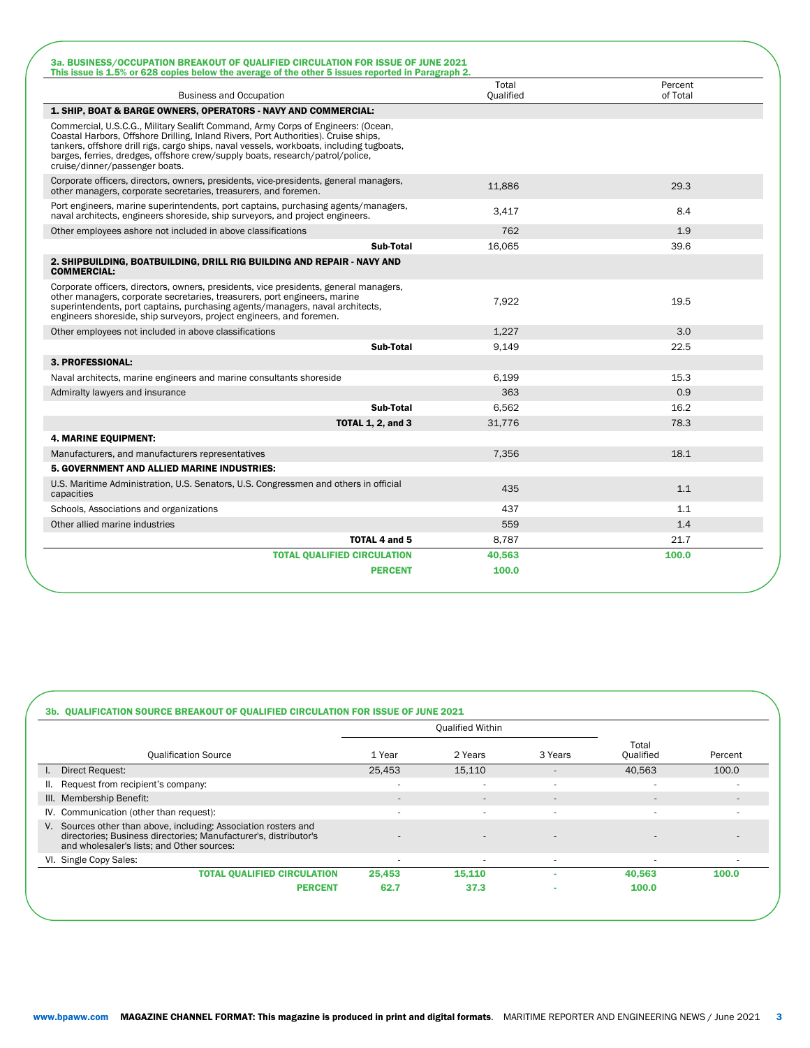### 3a. BUSINESS/OCCUPATION BREAKOUT OF QUALIFIED CIRCULATION FOR ISSUE OF JUNE 2021

This issue is 1.5% or 628 copies below the average of the other 5 issues reported in Paragraph 2.

| Business and Occupation | Total Qualified | Percent of Total |
|---|---|---|
| **1. SHIP, BOAT & BARGE OWNERS, OPERATORS - NAVY AND COMMERCIAL:** | | |
| Commercial, U.S.C.G., Military Sealift Command, Army Corps of Engineers: (Ocean, Coastal Harbors, Offshore Drilling, Inland Rivers, Port Authorities). Cruise ships, tankers, offshore drill rigs, cargo ships, naval vessels, workboats, including tugboats, barges, ferries, dredges, offshore crew/supply boats, research/patrol/police, cruise/dinner/passenger boats. | | |
| Corporate officers, directors, owners, presidents, vice-presidents, general managers, other managers, corporate secretaries, treasurers, and foremen. | 11,886 | 29.3 |
| Port engineers, marine superintendents, port captains, purchasing agents/managers, naval architects, engineers shoreside, ship surveyors, and project engineers. | 3,417 | 8.4 |
| Other employees ashore not included in above classifications | 762 | 1.9 |
| **Sub-Total** | 16,065 | 39.6 |
| **2. SHIPBUILDING, BOATBUILDING, DRILL RIG BUILDING AND REPAIR - NAVY AND COMMERCIAL:** | | |
| Corporate officers, directors, owners, presidents, vice presidents, general managers, other managers, corporate secretaries, treasurers, port engineers, marine superintendents, port captains, purchasing agents/managers, naval architects, engineers shoreside, ship surveyors, project engineers, and foremen. | 7,922 | 19.5 |
| Other employees not included in above classifications | 1,227 | 3.0 |
| **Sub-Total** | 9,149 | 22.5 |
| **3. PROFESSIONAL:** | | |
| Naval architects, marine engineers and marine consultants shoreside | 6,199 | 15.3 |
| Admiralty lawyers and insurance | 363 | 0.9 |
| **Sub-Total** | 6,562 | 16.2 |
| **TOTAL 1, 2, and 3** | 31,776 | 78.3 |
| **4. MARINE EQUIPMENT:** | | |
| Manufacturers, and manufacturers representatives | 7,356 | 18.1 |
| **5. GOVERNMENT AND ALLIED MARINE INDUSTRIES:** | | |
| U.S. Maritime Administration, U.S. Senators, U.S. Congressmen and others in official capacities | 435 | 1.1 |
| Schools, Associations and organizations | 437 | 1.1 |
| Other allied marine industries | 559 | 1.4 |
| **TOTAL 4 and 5** | 8,787 | 21.7 |
| **TOTAL QUALIFIED CIRCULATION** | **40,563** | **100.0** |
| **PERCENT** | **100.0** | |

### 3b. QUALIFICATION SOURCE BREAKOUT OF QUALIFIED CIRCULATION FOR ISSUE OF JUNE 2021

| Qualification Source | Qualified Within | | | Total Qualified | Percent |
|---|---|---|---|---|---|
| | 1 Year | 2 Years | 3 Years | | |
| I. Direct Request: | 25,453 | 15,110 | - | 40,563 | 100.0 |
| II. Request from recipient's company: | - | - | - | - | - |
| III. Membership Benefit: | - | - | - | - | - |
| IV. Communication (other than request): | - | - | - | - | - |
| V. Sources other than above, including: Association rosters and directories; Business directories; Manufacturer's, distributor's and wholesaler's lists; and Other sources: | - | - | - | - | - |
| VI. Single Copy Sales: | - | - | - | - | - |
| **TOTAL QUALIFIED CIRCULATION** | **25,453** | **15,110** | - | **40,563** | **100.0** |
| **PERCENT** | **62.7** | **37.3** | - | **100.0** | |

www.bpaww.com **MAGAZINE CHANNEL FORMAT: This magazine is produced in print and digital formats**.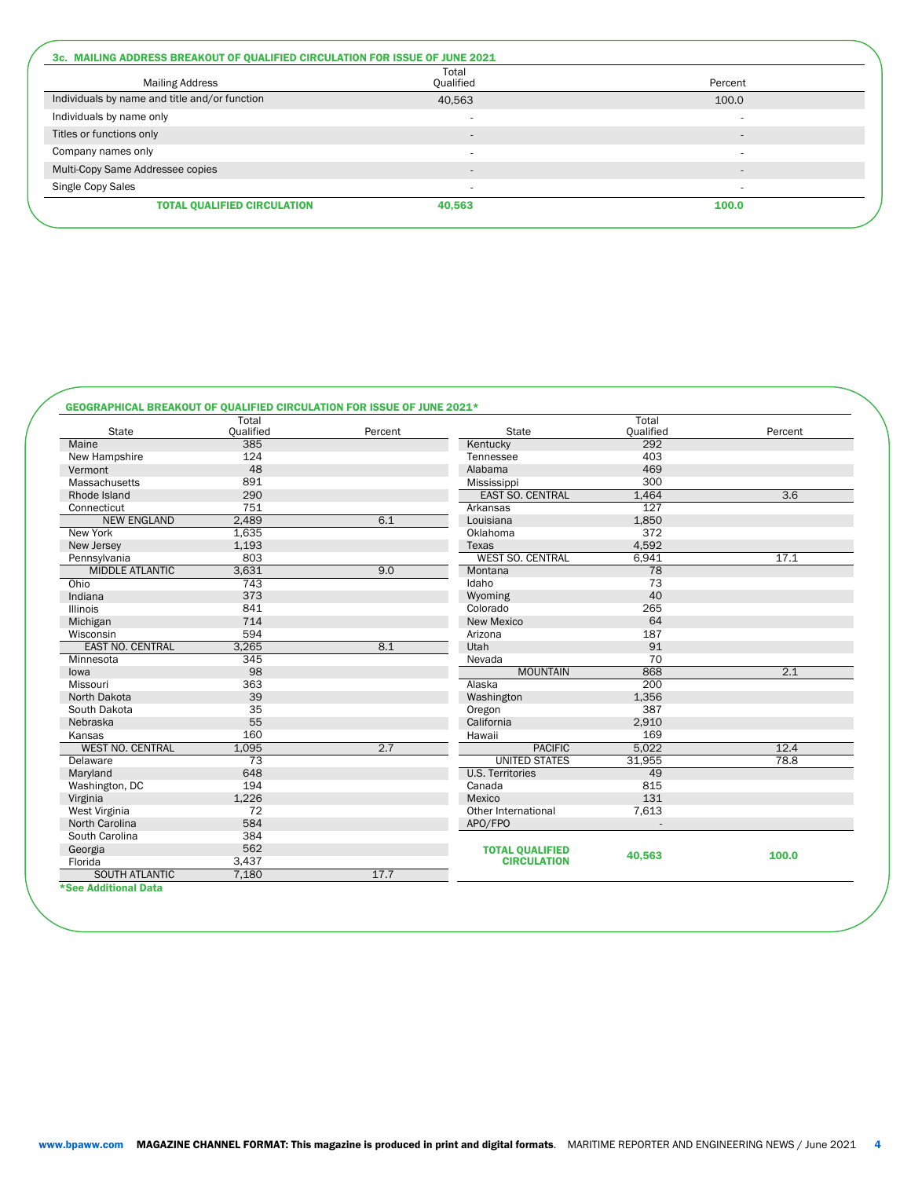### 3c. MAILING ADDRESS BREAKOUT OF QUALIFIED CIRCULATION FOR ISSUE OF JUNE 2021

| Mailing Address | Total Qualified | Percent |
|---|---|---|
| Individuals by name and title and/or function | 40,563 | 100.0 |
| Individuals by name only | - | - |
| Titles or functions only | - | - |
| Company names only | - | - |
| Multi-Copy Same Addressee copies | - | - |
| Single Copy Sales | - | - |
| **TOTAL QUALIFIED CIRCULATION** | **40,563** | **100.0** |

### GEOGRAPHICAL BREAKOUT OF QUALIFIED CIRCULATION FOR ISSUE OF JUNE 2021*

| State | Total Qualified | Percent |
|---|---|---|
| Maine | 385 | |
| New Hampshire | 124 | |
| Vermont | 48 | |
| Massachusetts | 891 | |
| Rhode Island | 290 | |
| Connecticut | 751 | |
| NEW ENGLAND | 2,489 | 6.1 |
| New York | 1,635 | |
| New Jersey | 1,193 | |
| Pennsylvania | 803 | |
| MIDDLE ATLANTIC | 3,631 | 9.0 |
| Ohio | 743 | |
| Indiana | 373 | |
| Illinois | 841 | |
| Michigan | 714 | |
| Wisconsin | 594 | |
| EAST NO. CENTRAL | 3,265 | 8.1 |
| Minnesota | 345 | |
| Iowa | 98 | |
| Missouri | 363 | |
| North Dakota | 39 | |
| South Dakota | 35 | |
| Nebraska | 55 | |
| Kansas | 160 | |
| WEST NO. CENTRAL | 1,095 | 2.7 |
| Delaware | 73 | |
| Maryland | 648 | |
| Washington, DC | 194 | |
| Virginia | 1,226 | |
| West Virginia | 72 | |
| North Carolina | 584 | |
| South Carolina | 384 | |
| Georgia | 562 | |
| Florida | 3,437 | |
| SOUTH ATLANTIC | 7,180 | 17.7 |
| Kentucky | 292 | |
| Tennessee | 403 | |
| Alabama | 469 | |
| Mississippi | 300 | |
| EAST SO. CENTRAL | 1,464 | 3.6 |
| Arkansas | 127 | |
| Louisiana | 1,850 | |
| Oklahoma | 372 | |
| Texas | 4,592 | |
| WEST SO. CENTRAL | 6,941 | 17.1 |
| Montana | 78 | |
| Idaho | 73 | |
| Wyoming | 40 | |
| Colorado | 265 | |
| New Mexico | 64 | |
| Arizona | 187 | |
| Utah | 91 | |
| Nevada | 70 | |
| MOUNTAIN | 868 | 2.1 |
| Alaska | 200 | |
| Washington | 1,356 | |
| Oregon | 387 | |
| California | 2,910 | |
| Hawaii | 169 | |
| PACIFIC | 5,022 | 12.4 |
| UNITED STATES | 31,955 | 78.8 |
| U.S. Territories | 49 | |
| Canada | 815 | |
| Mexico | 131 | |
| Other International | 7,613 | |
| APO/FPO | - | |
| **TOTAL QUALIFIED CIRCULATION** | **40,563** | **100.0** |

***See Additional Data**

www.bpaww.com **MAGAZINE CHANNEL FORMAT: This magazine is produced in print and digital formats**. MARITIME REPORTER AND ENGINEERING NEWS / June 2021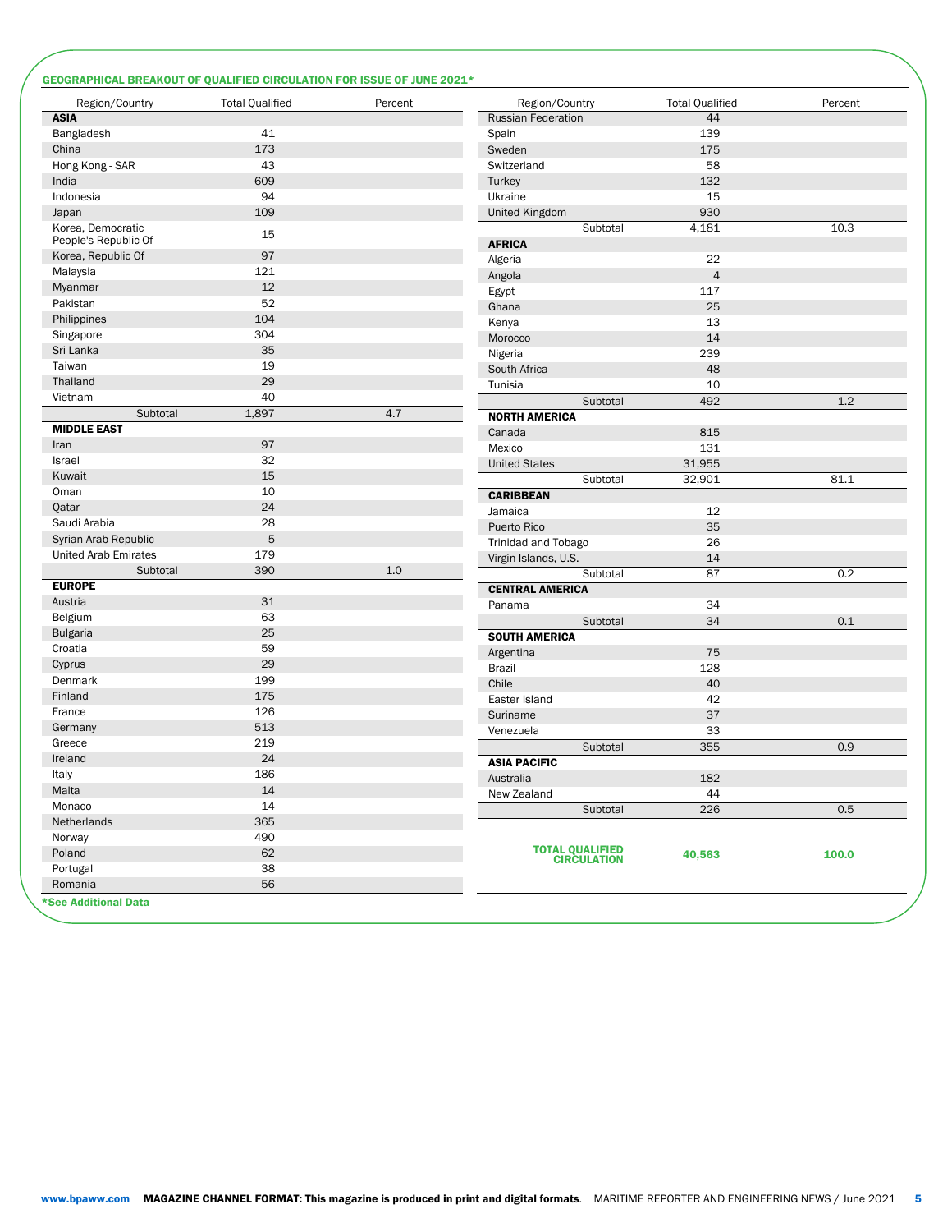### GEOGRAPHICAL BREAKOUT OF QUALIFIED CIRCULATION FOR ISSUE OF JUNE 2021*

| Region/Country | Total Qualified | Percent |
|---|---|---|
| **ASIA** | | |
| Bangladesh | 41 | |
| China | 173 | |
| Hong Kong - SAR | 43 | |
| India | 609 | |
| Indonesia | 94 | |
| Japan | 109 | |
| Korea, Democratic People's Republic Of | 15 | |
| Korea, Republic Of | 97 | |
| Malaysia | 121 | |
| Myanmar | 12 | |
| Pakistan | 52 | |
| Philippines | 104 | |
| Singapore | 304 | |
| Sri Lanka | 35 | |
| Taiwan | 19 | |
| Thailand | 29 | |
| Vietnam | 40 | |
| Subtotal | 1,897 | 4.7 |
| **MIDDLE EAST** | | |
| Iran | 97 | |
| Israel | 32 | |
| Kuwait | 15 | |
| Oman | 10 | |
| Qatar | 24 | |
| Saudi Arabia | 28 | |
| Syrian Arab Republic | 5 | |
| United Arab Emirates | 179 | |
| Subtotal | 390 | 1.0 |
| **EUROPE** | | |
| Austria | 31 | |
| Belgium | 63 | |
| Bulgaria | 25 | |
| Croatia | 59 | |
| Cyprus | 29 | |
| Denmark | 199 | |
| Finland | 175 | |
| France | 126 | |
| Germany | 513 | |
| Greece | 219 | |
| Ireland | 24 | |
| Italy | 186 | |
| Malta | 14 | |
| Monaco | 14 | |
| Netherlands | 365 | |
| Norway | 490 | |
| Poland | 62 | |
| Portugal | 38 | |
| Romania | 56 | |
| Russian Federation | 44 | |
| Spain | 139 | |
| Sweden | 175 | |
| Switzerland | 58 | |
| Turkey | 132 | |
| Ukraine | 15 | |
| United Kingdom | 930 | |
| Subtotal | 4,181 | 10.3 |
| **AFRICA** | | |
| Algeria | 22 | |
| Angola | 4 | |
| Egypt | 117 | |
| Ghana | 25 | |
| Kenya | 13 | |
| Morocco | 14 | |
| Nigeria | 239 | |
| South Africa | 48 | |
| Tunisia | 10 | |
| Subtotal | 492 | 1.2 |
| **NORTH AMERICA** | | |
| Canada | 815 | |
| Mexico | 131 | |
| United States | 31,955 | |
| Subtotal | 32,901 | 81.1 |
| **CARIBBEAN** | | |
| Jamaica | 12 | |
| Puerto Rico | 35 | |
| Trinidad and Tobago | 26 | |
| Virgin Islands, U.S. | 14 | |
| Subtotal | 87 | 0.2 |
| **CENTRAL AMERICA** | | |
| Panama | 34 | |
| Subtotal | 34 | 0.1 |
| **SOUTH AMERICA** | | |
| Argentina | 75 | |
| Brazil | 128 | |
| Chile | 40 | |
| Easter Island | 42 | |
| Suriname | 37 | |
| Venezuela | 33 | |
| Subtotal | 355 | 0.9 |
| **ASIA PACIFIC** | | |
| Australia | 182 | |
| New Zealand | 44 | |
| Subtotal | 226 | 0.5 |
| **TOTAL QUALIFIED CIRCULATION** | **40,563** | **100.0** |

***See Additional Data**

www.bpaww.com **MAGAZINE CHANNEL FORMAT: This magazine is produced in print and digital formats**.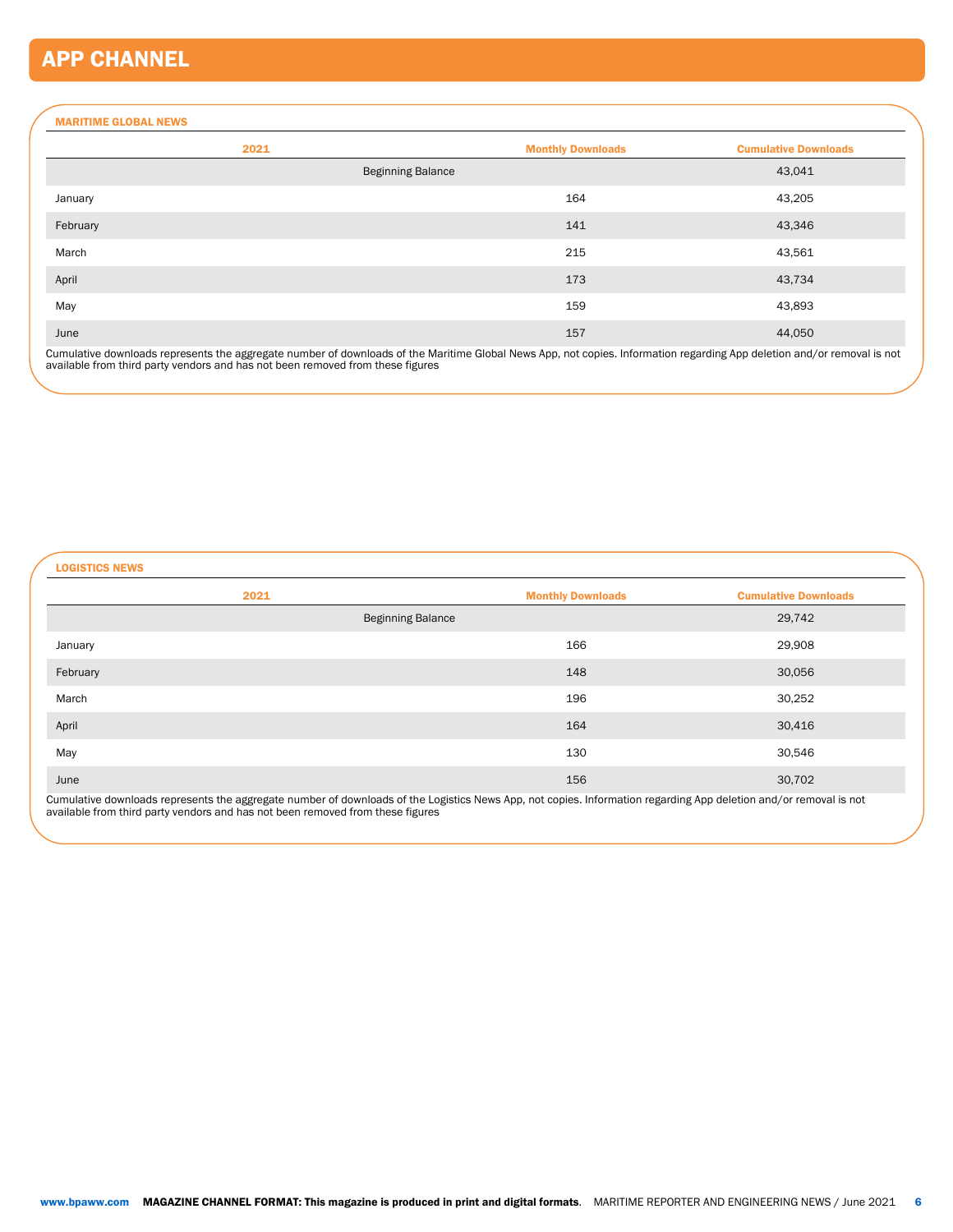# APP CHANNEL

### MARITIME GLOBAL NEWS

| 2021 | Monthly Downloads | Cumulative Downloads |
|---|---|---|
| Beginning Balance | | 43,041 |
| January | 164 | 43,205 |
| February | 141 | 43,346 |
| March | 215 | 43,561 |
| April | 173 | 43,734 |
| May | 159 | 43,893 |
| June | 157 | 44,050 |

Cumulative downloads represents the aggregate number of downloads of the Maritime Global News App, not copies. Information regarding App deletion and/or removal is not available from third party vendors and has not been removed from these figures

### LOGISTICS NEWS

| 2021 | Monthly Downloads | Cumulative Downloads |
|---|---|---|
| Beginning Balance | | 29,742 |
| January | 166 | 29,908 |
| February | 148 | 30,056 |
| March | 196 | 30,252 |
| April | 164 | 30,416 |
| May | 130 | 30,546 |
| June | 156 | 30,702 |

Cumulative downloads represents the aggregate number of downloads of the Logistics News App, not copies. Information regarding App deletion and/or removal is not available from third party vendors and has not been removed from these figures

**MAGAZINE CHANNEL FORMAT: This magazine is produced in print and digital formats**.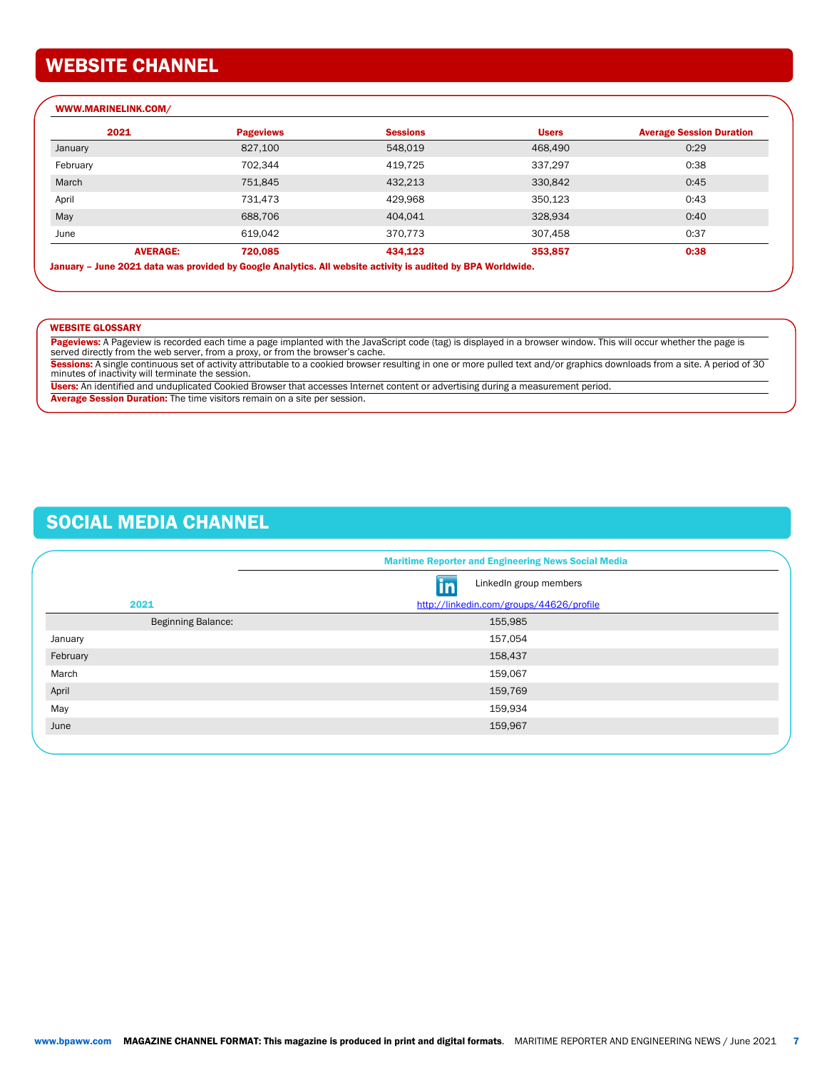## WEBSITE CHANNEL

**WWW.MARINELINK.COM/**

| 2021 | Pageviews | Sessions | Users | Average Session Duration |
|---|---|---|---|---|
| January | 827,100 | 548,019 | 468,490 | 0:29 |
| February | 702,344 | 419,725 | 337,297 | 0:38 |
| March | 751,845 | 432,213 | 330,842 | 0:45 |
| April | 731,473 | 429,968 | 350,123 | 0:43 |
| May | 688,706 | 404,041 | 328,934 | 0:40 |
| June | 619,042 | 370,773 | 307,458 | 0:37 |
| **AVERAGE:** | **720,085** | **434,123** | **353,857** | **0:38** |

**January – June 2021 data was provided by Google Analytics. All website activity is audited by BPA Worldwide.**

**WEBSITE GLOSSARY**

**Pageviews:** A Pageview is recorded each time a page implanted with the JavaScript code (tag) is displayed in a browser window. This will occur whether the page is served directly from the web server, from a proxy, or from the browser's cache.

**Sessions:** A single continuous set of activity attributable to a cookied browser resulting in one or more pulled text and/or graphics downloads from a site. A period of 30 minutes of inactivity will terminate the session.

**Users:** An identified and unduplicated Cookied Browser that accesses Internet content or advertising during a measurement period.

**Average Session Duration:** The time visitors remain on a site per session.

## SOCIAL MEDIA CHANNEL

| | Maritime Reporter and Engineering News Social Media |
|---|---|
| | LinkedIn group members |
| 2021 | http://linkedin.com/groups/44626/profile |
| Beginning Balance: | 155,985 |
| January | 157,054 |
| February | 158,437 |
| March | 159,067 |
| April | 159,769 |
| May | 159,934 |
| June | 159,967 |

www.bpaww.com **MAGAZINE CHANNEL FORMAT: This magazine is produced in print and digital formats**. MARITIME REPORTER AND ENGINEERING NEWS / June 2021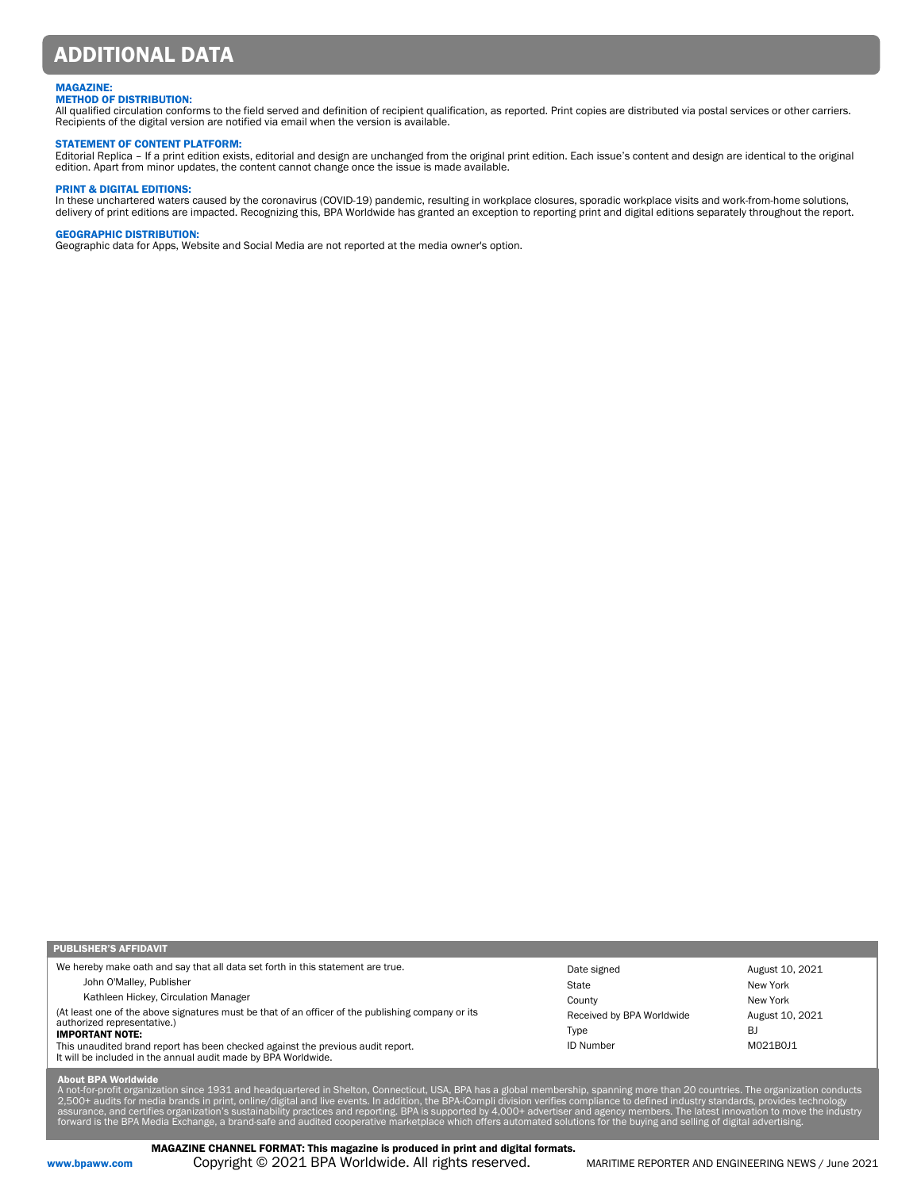# ADDITIONAL DATA

**MAGAZINE:**

**METHOD OF DISTRIBUTION:**

All qualified circulation conforms to the field served and definition of recipient qualification, as reported. Print copies are distributed via postal services or other carriers. Recipients of the digital version are notified via email when the version is available.

**STATEMENT OF CONTENT PLATFORM:**

Editorial Replica – If a print edition exists, editorial and design are unchanged from the original print edition. Each issue's content and design are identical to the original edition. Apart from minor updates, the content cannot change once the issue is made available.

**PRINT & DIGITAL EDITIONS:**

In these unchartered waters caused by the coronavirus (COVID-19) pandemic, resulting in workplace closures, sporadic workplace visits and work-from-home solutions, delivery of print editions are impacted. Recognizing this, BPA Worldwide has granted an exception to reporting print and digital editions separately throughout the report.

**GEOGRAPHIC DISTRIBUTION:**

Geographic data for Apps, Website and Social Media are not reported at the media owner's option.

## PUBLISHER'S AFFIDAVIT

We hereby make oath and say that all data set forth in this statement are true.

John O'Malley, Publisher

Kathleen Hickey, Circulation Manager

(At least one of the above signatures must be that of an officer of the publishing company or its authorized representative.)

**IMPORTANT NOTE:**

This unaudited brand report has been checked against the previous audit report.
It will be included in the annual audit made by BPA Worldwide.

| | |
|---|---|
| Date signed | August 10, 2021 |
| State | New York |
| County | New York |
| Received by BPA Worldwide | August 10, 2021 |
| Type | BJ |
| ID Number | M021B0J1 |

**About BPA Worldwide**

A not-for-profit organization since 1931 and headquartered in Shelton, Connecticut, USA, BPA has a global membership, spanning more than 20 countries. The organization conducts 2,500+ audits for media brands in print, online/digital and live events. In addition, the BPA-iCompli division verifies compliance to defined industry standards, provides technology assurance, and certifies organization's sustainability practices and reporting. BPA is supported by 4,000+ advertiser and agency members. The latest innovation to move the industry forward is the BPA Media Exchange, a brand-safe and audited cooperative marketplace which offers automated solutions for the buying and selling of digital advertising.

**MAGAZINE CHANNEL FORMAT: This magazine is produced in print and digital formats.**

www.bpaww.com

Copyright © 2021 BPA Worldwide. All rights reserved.